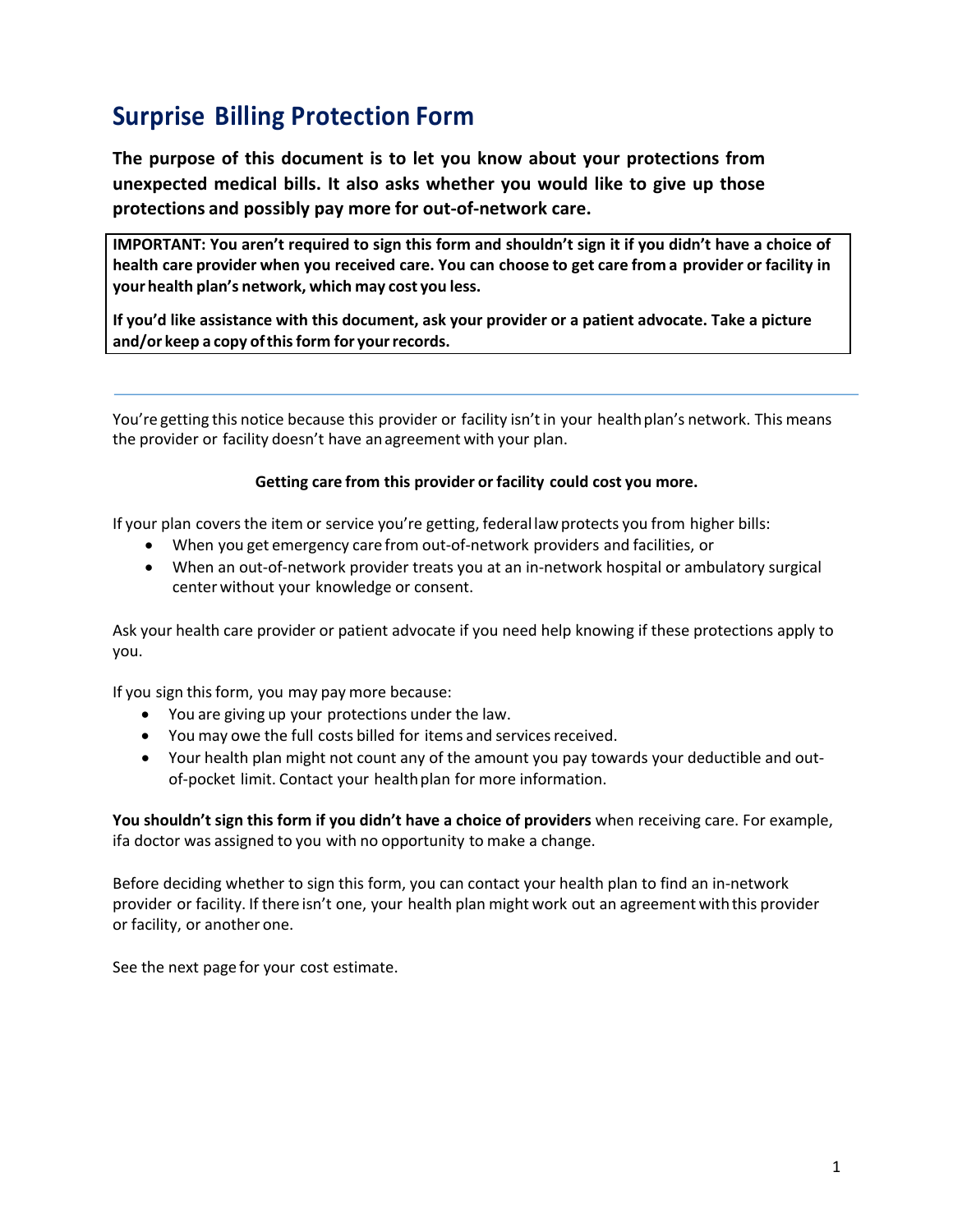# Surprise Billing Protection Form

**The purpose of this document is to let you know about your protections from unexpected medical bills. It also asks whether you would like to give up those protections and possibly pay more for out-of-network care.**

**IMPORTANT: You aren't required to sign this form and shouldn't sign it if you didn't have a choice of health care provider when you received care. You can choose to get care from a provider or facility in your health plan's network, which may cost you less.**

**If you'd like assistance with this document, ask your provider or a patient advocate. Take a picture and/or keep a copy of this form for your records.**

---

You're getting this notice because this provider or facility isn't in your health plan's network. This means the provider or facility doesn't have an agreement with your plan.

**Getting care from this provider or facility could cost you more.**

If your plan covers the item or service you're getting, federal law protects you from higher bills:

- When you get emergency care from out-of-network providers and facilities, or
- When an out-of-network provider treats you at an in-network hospital or ambulatory surgical center without your knowledge or consent.

Ask your health care provider or patient advocate if you need help knowing if these protections apply to you.

If you sign this form, you may pay more because:

- You are giving up your protections under the law.
- You may owe the full costs billed for items and services received.
- Your health plan might not count any of the amount you pay towards your deductible and out-of-pocket limit. Contact your health plan for more information.

**You shouldn't sign this form if you didn't have a choice of providers** when receiving care. For example, if a doctor was assigned to you with no opportunity to make a change.

Before deciding whether to sign this form, you can contact your health plan to find an in-network provider or facility. If there isn't one, your health plan might work out an agreement with this provider or facility, or another one.

See the next page for your cost estimate.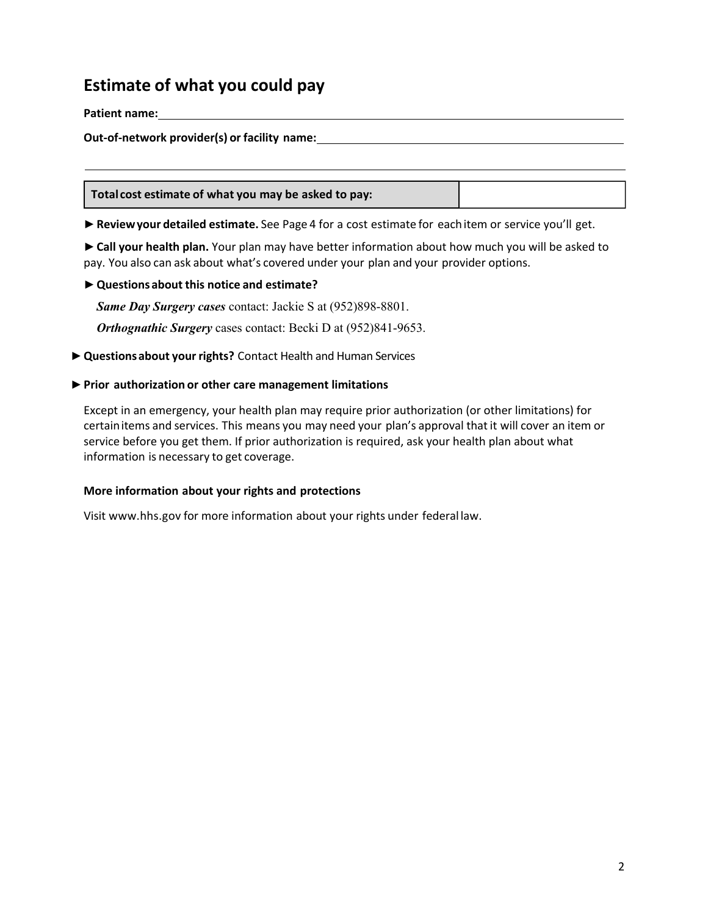## Estimate of what you could pay

**Patient name:** ______________________________

**Out-of-network provider(s) or facility name:** ______________________________

| Total cost estimate of what you may be asked to pay: | |
|---|---|

► **Review your detailed estimate.** See Page 4 for a cost estimate for each item or service you'll get.

► **Call your health plan.** Your plan may have better information about how much you will be asked to pay. You also can ask about what's covered under your plan and your provider options.

► **Questions about this notice and estimate?**

***Same Day Surgery cases*** contact: Jackie S at (952)898-8801.

***Orthognathic Surgery*** cases contact: Becki D at (952)841-9653.

► **Questions about your rights?** Contact Health and Human Services

► **Prior authorization or other care management limitations**

Except in an emergency, your health plan may require prior authorization (or other limitations) for certain items and services. This means you may need your plan's approval that it will cover an item or service before you get them. If prior authorization is required, ask your health plan about what information is necessary to get coverage.

**More information about your rights and protections**

Visit www.hhs.gov for more information about your rights under federal law.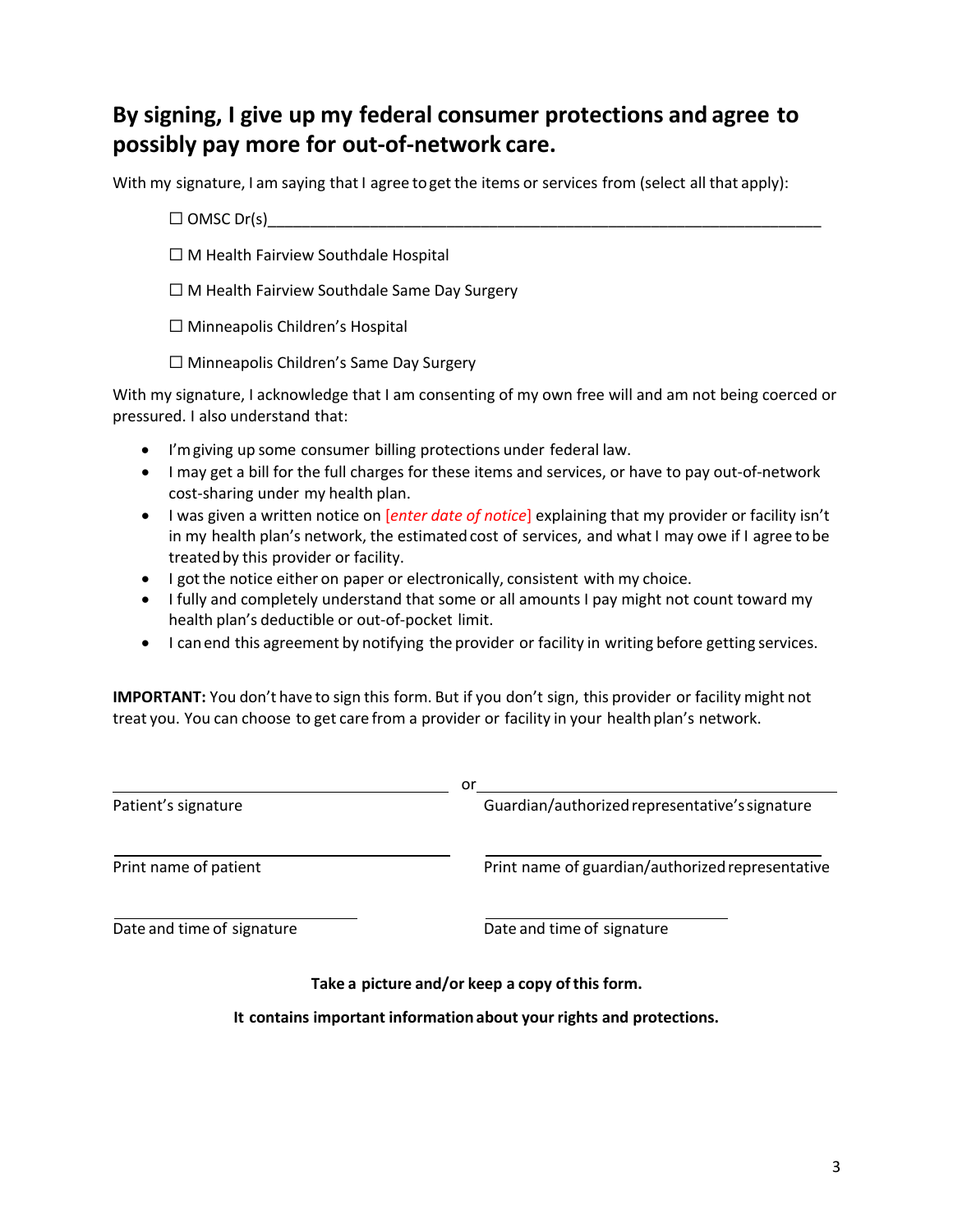## By signing, I give up my federal consumer protections and agree to possibly pay more for out-of-network care.

With my signature, I am saying that I agree to get the items or services from (select all that apply):

☐ OMSC Dr(s)________________________________________________________________

☐ M Health Fairview Southdale Hospital

☐ M Health Fairview Southdale Same Day Surgery

☐ Minneapolis Children's Hospital

☐ Minneapolis Children's Same Day Surgery

With my signature, I acknowledge that I am consenting of my own free will and am not being coerced or pressured. I also understand that:

- I'm giving up some consumer billing protections under federal law.
- I may get a bill for the full charges for these items and services, or have to pay out-of-network cost-sharing under my health plan.
- I was given a written notice on [*enter date of notice*] explaining that my provider or facility isn't in my health plan's network, the estimated cost of services, and what I may owe if I agree to be treated by this provider or facility.
- I got the notice either on paper or electronically, consistent with my choice.
- I fully and completely understand that some or all amounts I pay might not count toward my health plan's deductible or out-of-pocket limit.
- I can end this agreement by notifying the provider or facility in writing before getting services.

**IMPORTANT:** You don't have to sign this form. But if you don't sign, this provider or facility might not treat you. You can choose to get care from a provider or facility in your health plan's network.

______________________________ or ______________________________

Patient's signature | Guardian/authorized representative's signature

______________________________ ______________________________

Print name of patient | Print name of guardian/authorized representative

______________________________ ______________________________

Date and time of signature | Date and time of signature

**Take a picture and/or keep a copy of this form.**

**It contains important information about your rights and protections.**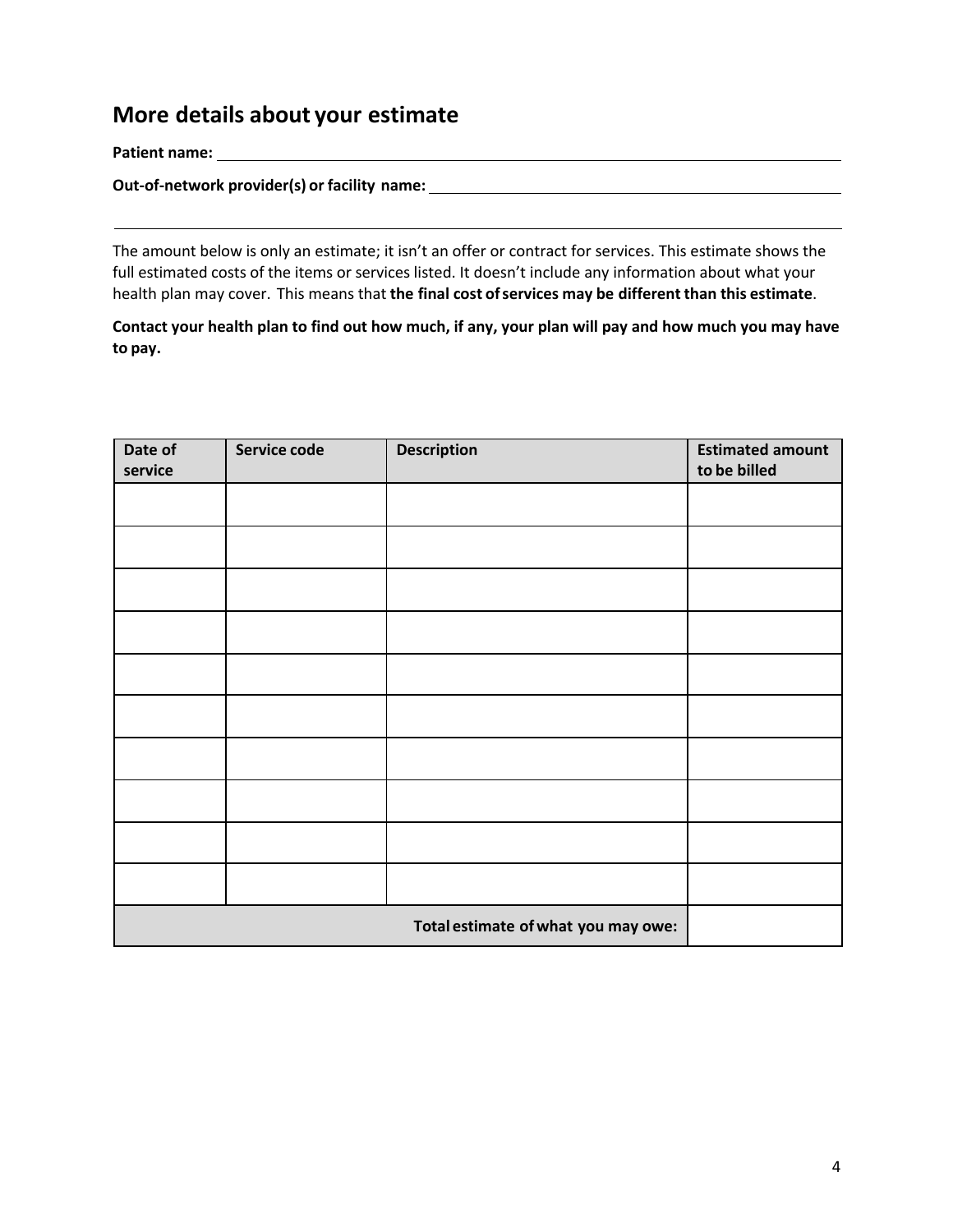## More details about your estimate

**Patient name:** ____________________________________________

**Out-of-network provider(s) or facility name:** ____________________________________________

____________________________________________

The amount below is only an estimate; it isn't an offer or contract for services. This estimate shows the full estimated costs of the items or services listed. It doesn't include any information about what your health plan may cover. This means that **the final cost of services may be different than this estimate**.

**Contact your health plan to find out how much, if any, your plan will pay and how much you may have to pay.**

| Date of service | Service code | Description | Estimated amount to be billed |
|---|---|---|---|
| | | | |
| | | | |
| | | | |
| | | | |
| | | | |
| | | | |
| | | | |
| | | | |
| | | | |
| | | | |
| | | **Total estimate of what you may owe:** | |